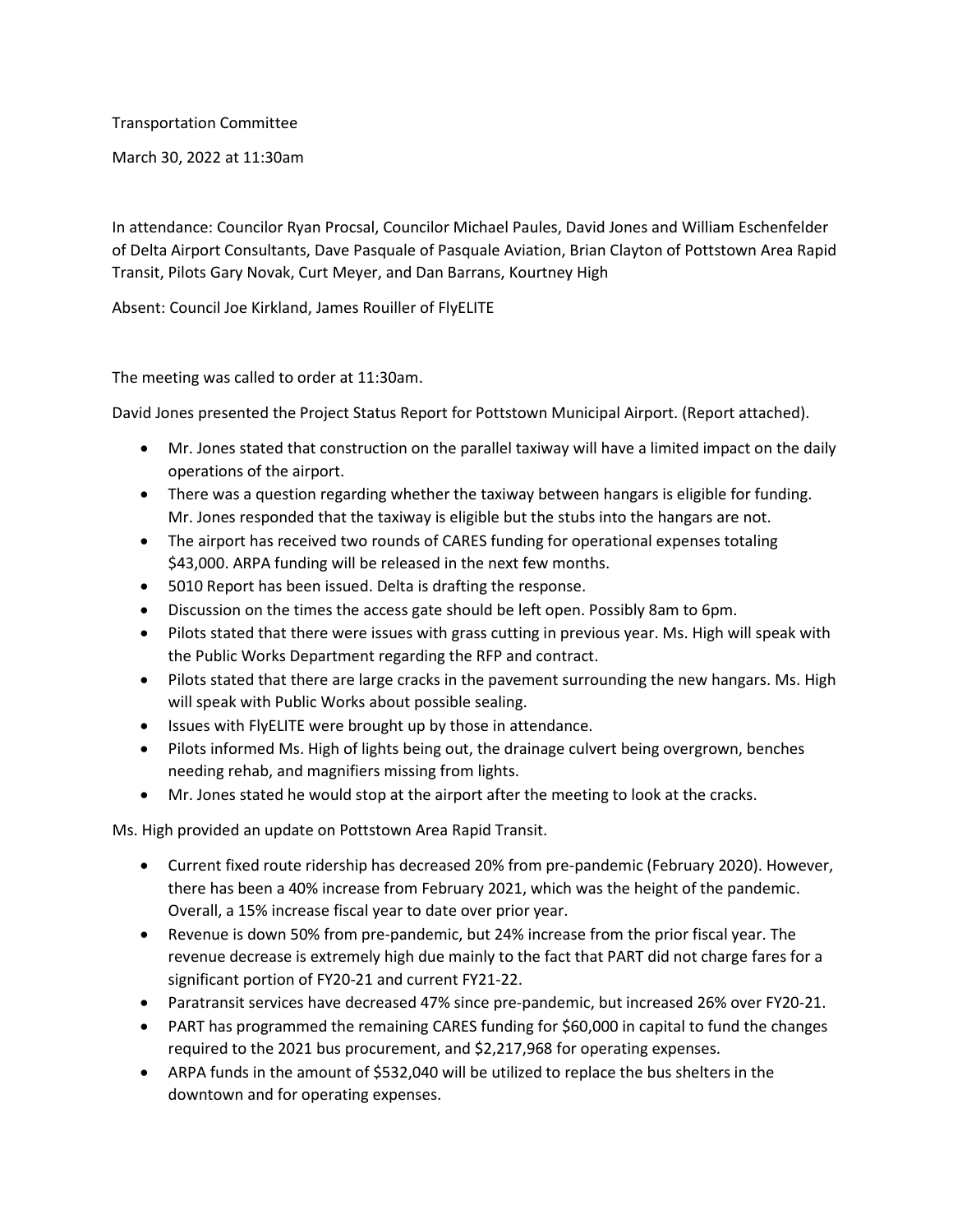Transportation Committee

March 30, 2022 at 11:30am

In attendance: Councilor Ryan Procsal, Councilor Michael Paules, David Jones and William Eschenfelder of Delta Airport Consultants, Dave Pasquale of Pasquale Aviation, Brian Clayton of Pottstown Area Rapid Transit, Pilots Gary Novak, Curt Meyer, and Dan Barrans, Kourtney High

Absent: Council Joe Kirkland, James Rouiller of FlyELITE

The meeting was called to order at 11:30am.

David Jones presented the Project Status Report for Pottstown Municipal Airport. (Report attached).

- Mr. Jones stated that construction on the parallel taxiway will have a limited impact on the daily operations of the airport.
- There was a question regarding whether the taxiway between hangars is eligible for funding. Mr. Jones responded that the taxiway is eligible but the stubs into the hangars are not.
- The airport has received two rounds of CARES funding for operational expenses totaling $43,000. ARPA funding will be released in the next few months.
- 5010 Report has been issued. Delta is drafting the response.
- Discussion on the times the access gate should be left open. Possibly 8am to 6pm.
- Pilots stated that there were issues with grass cutting in previous year. Ms. High will speak with the Public Works Department regarding the RFP and contract.
- Pilots stated that there are large cracks in the pavement surrounding the new hangars. Ms. High will speak with Public Works about possible sealing.
- Issues with FlyELITE were brought up by those in attendance.
- Pilots informed Ms. High of lights being out, the drainage culvert being overgrown, benches needing rehab, and magnifiers missing from lights.
- Mr. Jones stated he would stop at the airport after the meeting to look at the cracks.

Ms. High provided an update on Pottstown Area Rapid Transit.

- Current fixed route ridership has decreased 20% from pre-pandemic (February 2020). However, there has been a 40% increase from February 2021, which was the height of the pandemic. Overall, a 15% increase fiscal year to date over prior year.
- Revenue is down 50% from pre-pandemic, but 24% increase from the prior fiscal year. The revenue decrease is extremely high due mainly to the fact that PART did not charge fares for a significant portion of FY20-21 and current FY21-22.
- Paratransit services have decreased 47% since pre-pandemic, but increased 26% over FY20-21.
- PART has programmed the remaining CARES funding for $60,000 in capital to fund the changes required to the 2021 bus procurement, and $2,217,968 for operating expenses.
- ARPA funds in the amount of $532,040 will be utilized to replace the bus shelters in the downtown and for operating expenses.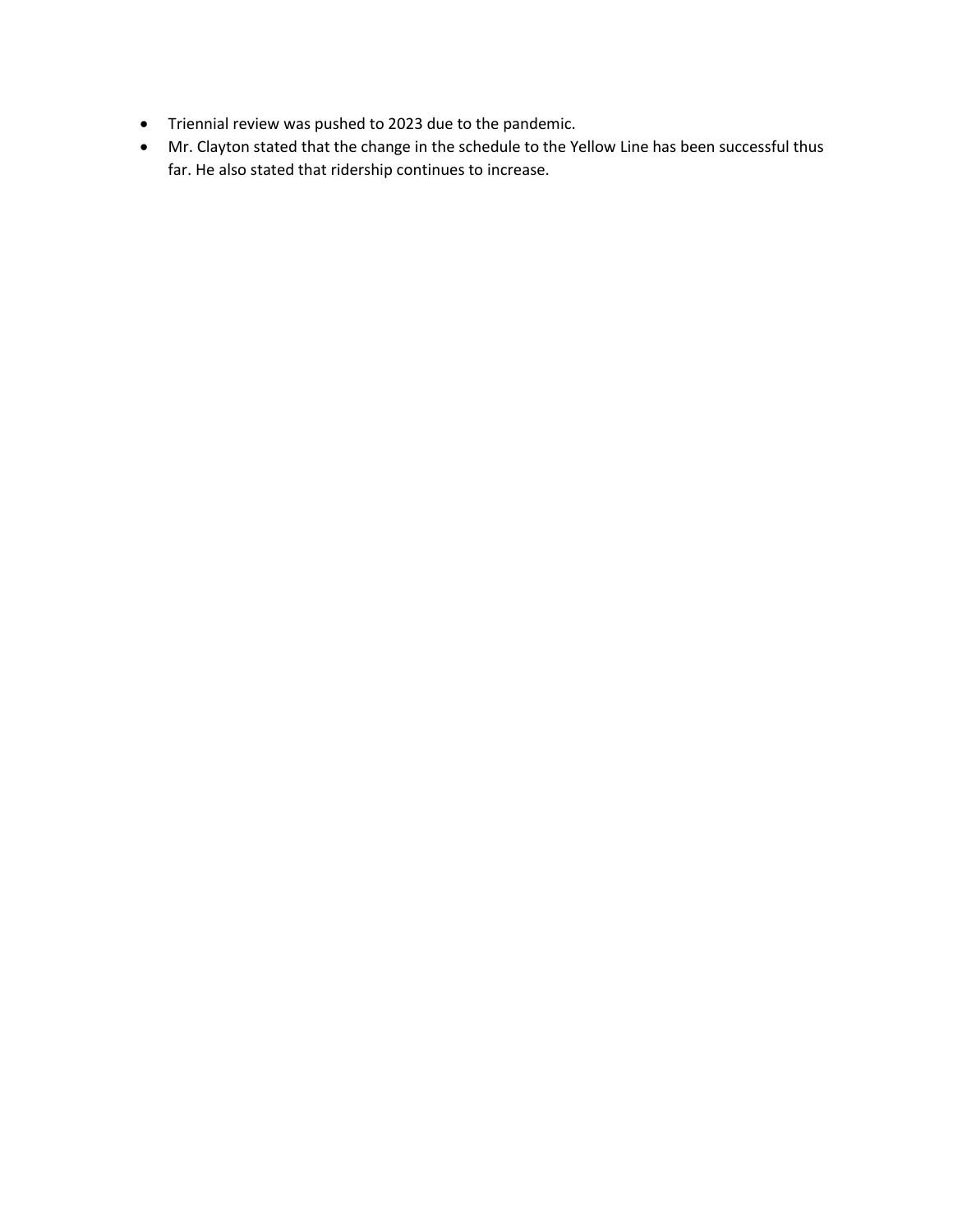- Triennial review was pushed to 2023 due to the pandemic.
- Mr. Clayton stated that the change in the schedule to the Yellow Line has been successful thus far. He also stated that ridership continues to increase.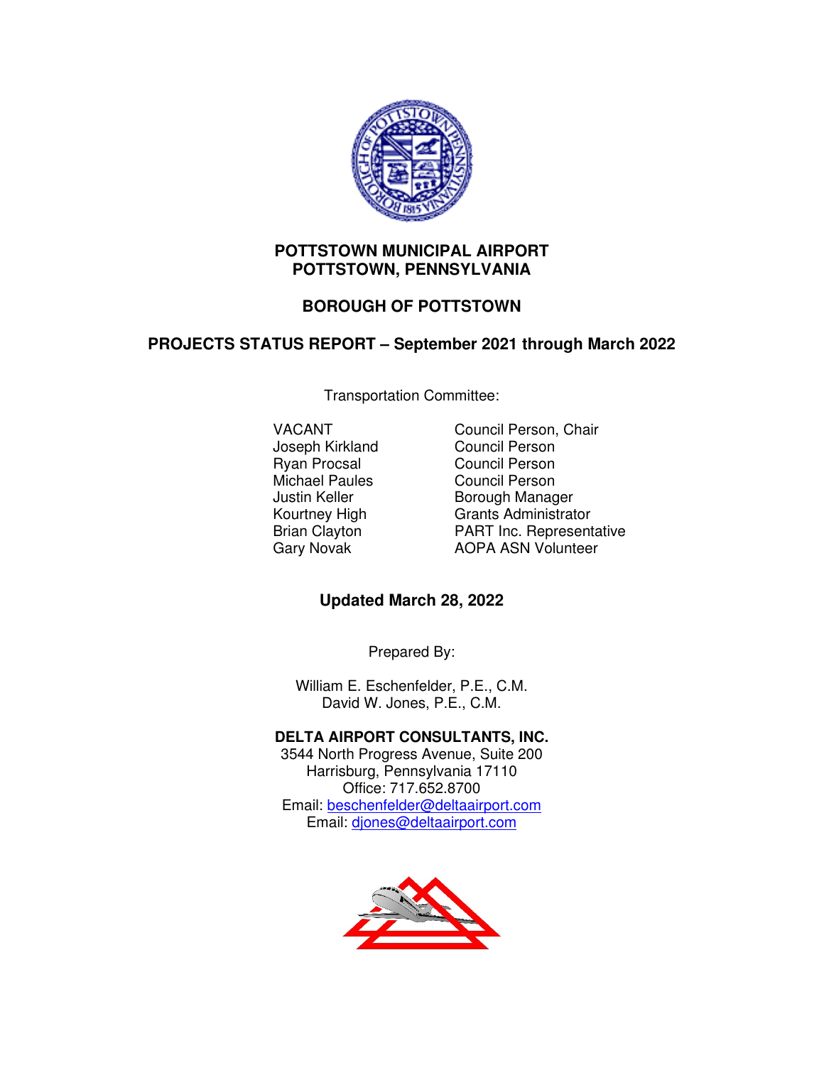**POTTSTOWN MUNICIPAL AIRPORT**
**POTTSTOWN, PENNSYLVANIA**

**BOROUGH OF POTTSTOWN**

**PROJECTS STATUS REPORT – September 2021 through March 2022**

Transportation Committee:

| | |
|---|---|
| VACANT | Council Person, Chair |
| Joseph Kirkland | Council Person |
| Ryan Procsal | Council Person |
| Michael Paules | Council Person |
| Justin Keller | Borough Manager |
| Kourtney High | Grants Administrator |
| Brian Clayton | PART Inc. Representative |
| Gary Novak | AOPA ASN Volunteer |

**Updated March 28, 2022**

Prepared By:

William E. Eschenfelder, P.E., C.M.
David W. Jones, P.E., C.M.

**DELTA AIRPORT CONSULTANTS, INC.**
3544 North Progress Avenue, Suite 200
Harrisburg, Pennsylvania 17110
Office: 717.652.8700
Email: beschenfelder@deltaairport.com
Email: djones@deltaairport.com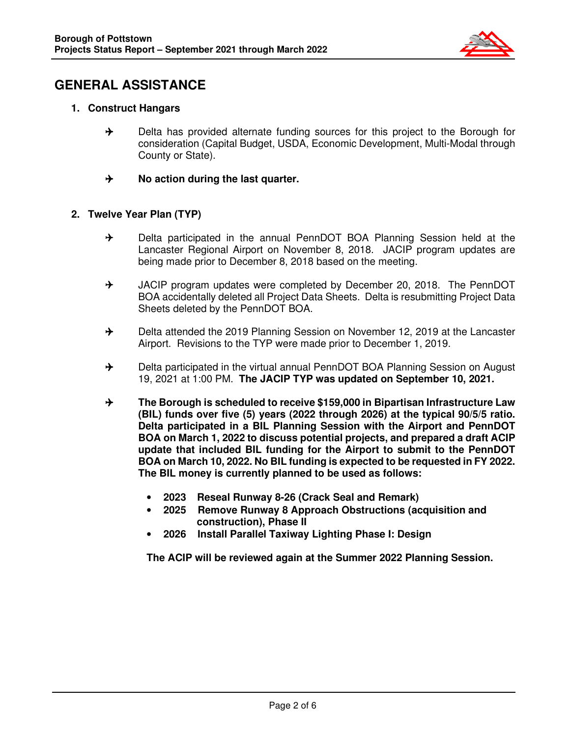# GENERAL ASSISTANCE

1. **Construct Hangars**

   - Delta has provided alternate funding sources for this project to the Borough for consideration (Capital Budget, USDA, Economic Development, Multi-Modal through County or State).

   - **No action during the last quarter.**

2. **Twelve Year Plan (TYP)**

   - Delta participated in the annual PennDOT BOA Planning Session held at the Lancaster Regional Airport on November 8, 2018. JACIP program updates are being made prior to December 8, 2018 based on the meeting.

   - JACIP program updates were completed by December 20, 2018. The PennDOT BOA accidentally deleted all Project Data Sheets. Delta is resubmitting Project Data Sheets deleted by the PennDOT BOA.

   - Delta attended the 2019 Planning Session on November 12, 2019 at the Lancaster Airport. Revisions to the TYP were made prior to December 1, 2019.

   - Delta participated in the virtual annual PennDOT BOA Planning Session on August 19, 2021 at 1:00 PM. **The JACIP TYP was updated on September 10, 2021.**

   - **The Borough is scheduled to receive $159,000 in Bipartisan Infrastructure Law (BIL) funds over five (5) years (2022 through 2026) at the typical 90/5/5 ratio. Delta participated in a BIL Planning Session with the Airport and PennDOT BOA on March 1, 2022 to discuss potential projects, and prepared a draft ACIP update that included BIL funding for the Airport to submit to the PennDOT BOA on March 10, 2022. No BIL funding is expected to be requested in FY 2022. The BIL money is currently planned to be used as follows:**

     - **2023 Reseal Runway 8-26 (Crack Seal and Remark)**
     - **2025 Remove Runway 8 Approach Obstructions (acquisition and construction), Phase II**
     - **2026 Install Parallel Taxiway Lighting Phase I: Design**

     **The ACIP will be reviewed again at the Summer 2022 Planning Session.**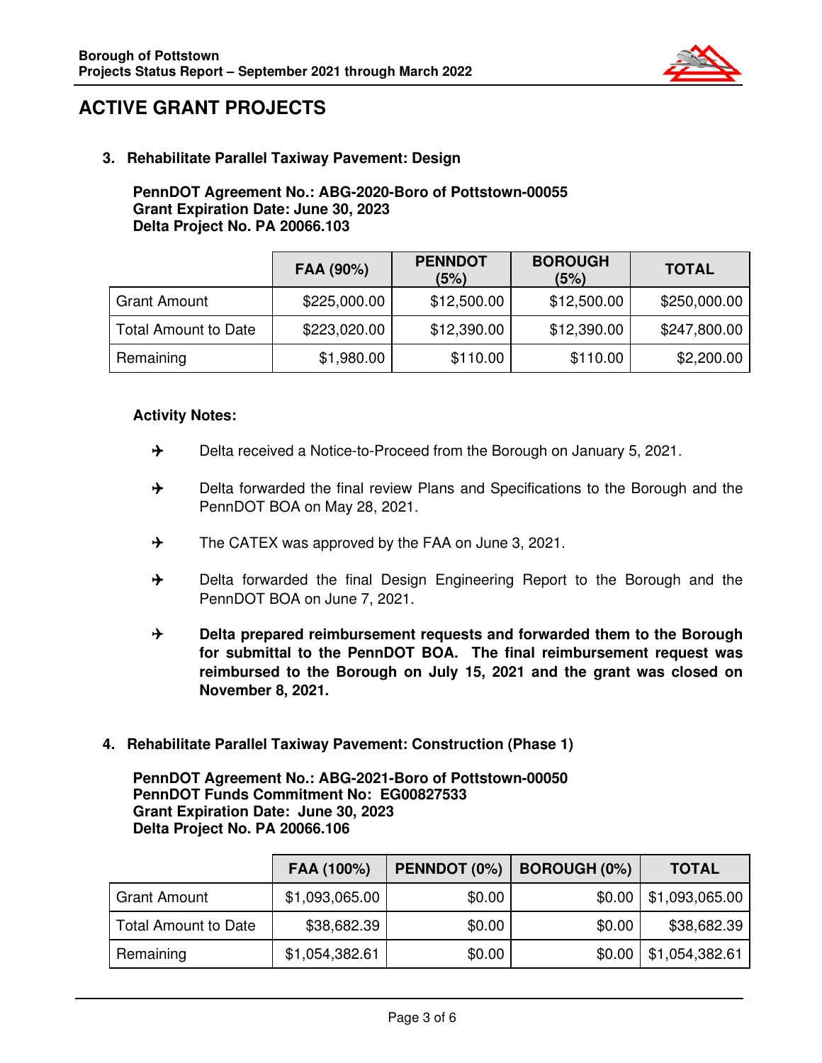## ACTIVE GRANT PROJECTS

### 3. Rehabilitate Parallel Taxiway Pavement: Design

**PennDOT Agreement No.: ABG-2020-Boro of Pottstown-00055**
**Grant Expiration Date: June 30, 2023**
**Delta Project No. PA 20066.103**

| | FAA (90%) | PENNDOT (5%) | BOROUGH (5%) | TOTAL |
|---|---|---|---|---|
| Grant Amount | $225,000.00 | $12,500.00 | $12,500.00 | $250,000.00 |
| Total Amount to Date | $223,020.00 | $12,390.00 | $12,390.00 | $247,800.00 |
| Remaining | $1,980.00 | $110.00 | $110.00 | $2,200.00 |

**Activity Notes:**

- Delta received a Notice-to-Proceed from the Borough on January 5, 2021.
- Delta forwarded the final review Plans and Specifications to the Borough and the PennDOT BOA on May 28, 2021.
- The CATEX was approved by the FAA on June 3, 2021.
- Delta forwarded the final Design Engineering Report to the Borough and the PennDOT BOA on June 7, 2021.
- **Delta prepared reimbursement requests and forwarded them to the Borough for submittal to the PennDOT BOA. The final reimbursement request was reimbursed to the Borough on July 15, 2021 and the grant was closed on November 8, 2021.**

### 4. Rehabilitate Parallel Taxiway Pavement: Construction (Phase 1)

**PennDOT Agreement No.: ABG-2021-Boro of Pottstown-00050**
**PennDOT Funds Commitment No: EG00827533**
**Grant Expiration Date: June 30, 2023**
**Delta Project No. PA 20066.106**

| | FAA (100%) | PENNDOT (0%) | BOROUGH (0%) | TOTAL |
|---|---|---|---|---|
| Grant Amount | $1,093,065.00 | $0.00 | $0.00 | $1,093,065.00 |
| Total Amount to Date | $38,682.39 | $0.00 | $0.00 | $38,682.39 |
| Remaining | $1,054,382.61 | $0.00 | $0.00 | $1,054,382.61 |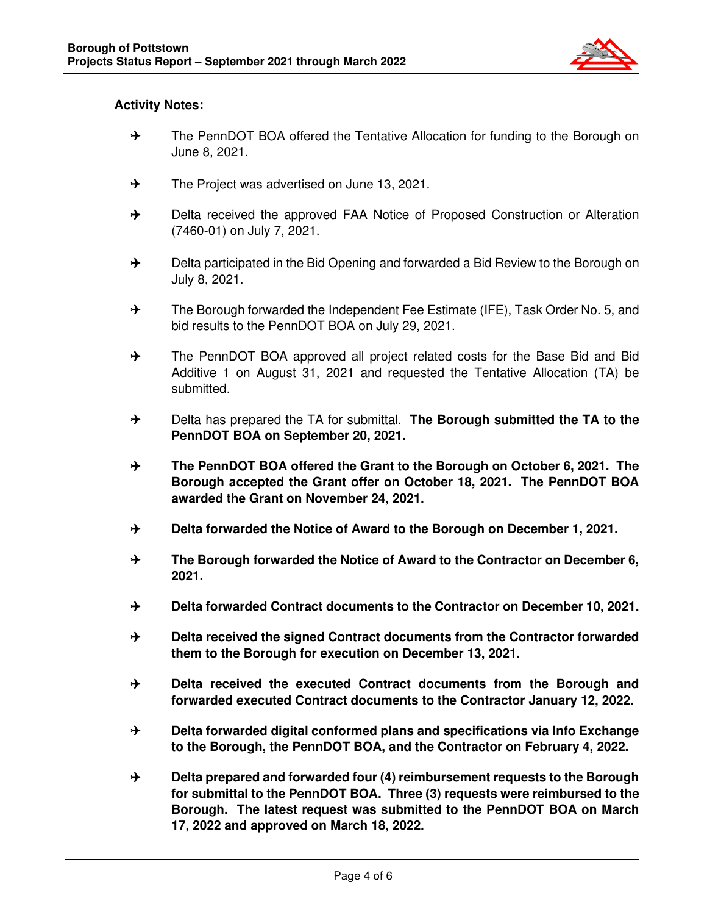**Activity Notes:**

- The PennDOT BOA offered the Tentative Allocation for funding to the Borough on June 8, 2021.
- The Project was advertised on June 13, 2021.
- Delta received the approved FAA Notice of Proposed Construction or Alteration (7460-01) on July 7, 2021.
- Delta participated in the Bid Opening and forwarded a Bid Review to the Borough on July 8, 2021.
- The Borough forwarded the Independent Fee Estimate (IFE), Task Order No. 5, and bid results to the PennDOT BOA on July 29, 2021.
- The PennDOT BOA approved all project related costs for the Base Bid and Bid Additive 1 on August 31, 2021 and requested the Tentative Allocation (TA) be submitted.
- Delta has prepared the TA for submittal. **The Borough submitted the TA to the PennDOT BOA on September 20, 2021.**
- **The PennDOT BOA offered the Grant to the Borough on October 6, 2021. The Borough accepted the Grant offer on October 18, 2021. The PennDOT BOA awarded the Grant on November 24, 2021.**
- **Delta forwarded the Notice of Award to the Borough on December 1, 2021.**
- **The Borough forwarded the Notice of Award to the Contractor on December 6, 2021.**
- **Delta forwarded Contract documents to the Contractor on December 10, 2021.**
- **Delta received the signed Contract documents from the Contractor forwarded them to the Borough for execution on December 13, 2021.**
- **Delta received the executed Contract documents from the Borough and forwarded executed Contract documents to the Contractor January 12, 2022.**
- **Delta forwarded digital conformed plans and specifications via Info Exchange to the Borough, the PennDOT BOA, and the Contractor on February 4, 2022.**
- **Delta prepared and forwarded four (4) reimbursement requests to the Borough for submittal to the PennDOT BOA. Three (3) requests were reimbursed to the Borough. The latest request was submitted to the PennDOT BOA on March 17, 2022 and approved on March 18, 2022.**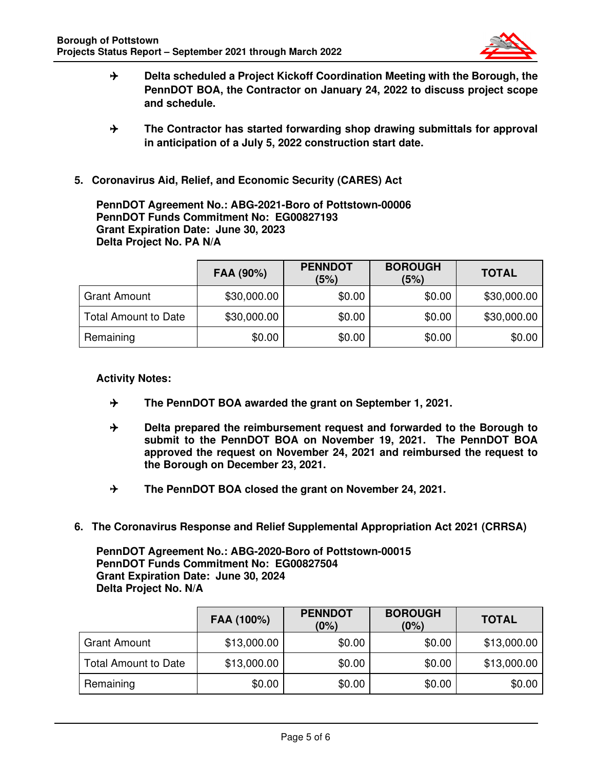- **Delta scheduled a Project Kickoff Coordination Meeting with the Borough, the PennDOT BOA, the Contractor on January 24, 2022 to discuss project scope and schedule.**

- **The Contractor has started forwarding shop drawing submittals for approval in anticipation of a July 5, 2022 construction start date.**

## 5. Coronavirus Aid, Relief, and Economic Security (CARES) Act

**PennDOT Agreement No.: ABG-2021-Boro of Pottstown-00006**
**PennDOT Funds Commitment No: EG00827193**
**Grant Expiration Date: June 30, 2023**
**Delta Project No. PA N/A**

| | FAA (90%) | PENNDOT (5%) | BOROUGH (5%) | TOTAL |
|---|---|---|---|---|
| Grant Amount | $30,000.00 | $0.00 | $0.00 | $30,000.00 |
| Total Amount to Date | $30,000.00 | $0.00 | $0.00 | $30,000.00 |
| Remaining | $0.00 | $0.00 | $0.00 | $0.00 |

**Activity Notes:**

- **The PennDOT BOA awarded the grant on September 1, 2021.**

- **Delta prepared the reimbursement request and forwarded to the Borough to submit to the PennDOT BOA on November 19, 2021. The PennDOT BOA approved the request on November 24, 2021 and reimbursed the request to the Borough on December 23, 2021.**

- **The PennDOT BOA closed the grant on November 24, 2021.**

## 6. The Coronavirus Response and Relief Supplemental Appropriation Act 2021 (CRRSA)

**PennDOT Agreement No.: ABG-2020-Boro of Pottstown-00015**
**PennDOT Funds Commitment No: EG00827504**
**Grant Expiration Date: June 30, 2024**
**Delta Project No. N/A**

| | FAA (100%) | PENNDOT (0%) | BOROUGH (0%) | TOTAL |
|---|---|---|---|---|
| Grant Amount | $13,000.00 | $0.00 | $0.00 | $13,000.00 |
| Total Amount to Date | $13,000.00 | $0.00 | $0.00 | $13,000.00 |
| Remaining | $0.00 | $0.00 | $0.00 | $0.00 |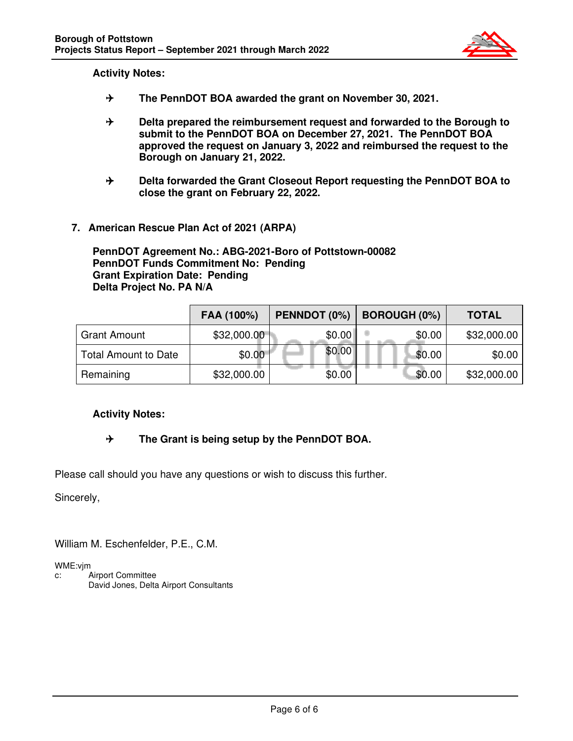**Activity Notes:**

- ✈ **The PennDOT BOA awarded the grant on November 30, 2021.**
- ✈ **Delta prepared the reimbursement request and forwarded to the Borough to submit to the PennDOT BOA on December 27, 2021. The PennDOT BOA approved the request on January 3, 2022 and reimbursed the request to the Borough on January 21, 2022.**
- ✈ **Delta forwarded the Grant Closeout Report requesting the PennDOT BOA to close the grant on February 22, 2022.**

## 7. American Rescue Plan Act of 2021 (ARPA)

**PennDOT Agreement No.: ABG-2021-Boro of Pottstown-00082**
**PennDOT Funds Commitment No: Pending**
**Grant Expiration Date: Pending**
**Delta Project No. PA N/A**

| | FAA (100%) | PENNDOT (0%) | BOROUGH (0%) | TOTAL |
|---|---|---|---|---|
| Grant Amount | $32,000.00 | $0.00 | $0.00 | $32,000.00 |
| Total Amount to Date | $0.00 | $0.00 | $0.00 | $0.00 |
| Remaining | $32,000.00 | $0.00 | $0.00 | $32,000.00 |

Pending

**Activity Notes:**

- ✈ **The Grant is being setup by the PennDOT BOA.**

Please call should you have any questions or wish to discuss this further.

Sincerely,

William M. Eschenfelder, P.E., C.M.

WME:vjm
c: Airport Committee
David Jones, Delta Airport Consultants